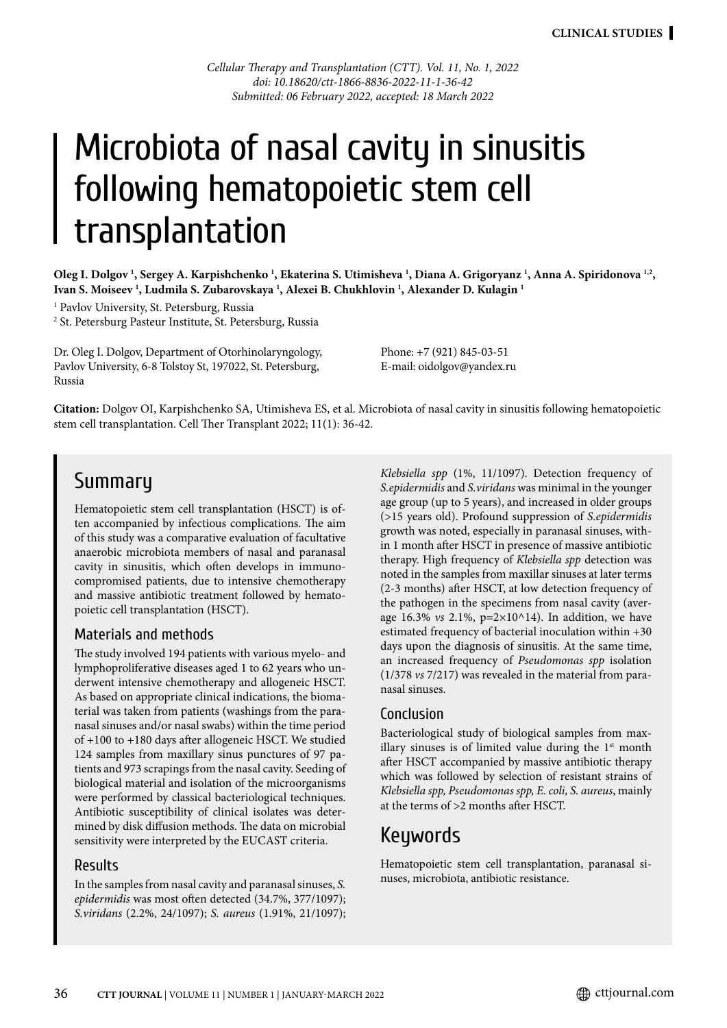Cellular Therapy and Transplantation (CTT). Vol. 11, No. 1, 2022
doi: 10.18620/ctt-1866-8836-2022-11-1-36-42
Submitted: 06 February 2022, accepted: 18 March 2022

# Microbiota of nasal cavity in sinusitis following hematopoietic stem cell transplantation

**Oleg I. Dolgov [1], Sergey A. Karpishchenko [1], Ekaterina S. Utimisheva [1], Diana A. Grigoryanz [1], Anna A. Spiridonova [1,2], Ivan S. Moiseev [1], Ludmila S. Zubarovskaya [1], Alexei B. Chukhlovin [1], Alexander D. Kulagin [1]**

[1] Pavlov University, St. Petersburg, Russia
[2] St. Petersburg Pasteur Institute, St. Petersburg, Russia

Dr. Oleg I. Dolgov, Department of Otorhinolaryngology, Pavlov University, 6-8 Tolstoy St, 197022, St. Petersburg, Russia

Phone: +7 (921) 845-03-51
E-mail: oidolgov@yandex.ru

**Citation:** Dolgov OI, Karpishchenko SA, Utimisheva ES, et al. Microbiota of nasal cavity in sinusitis following hematopoietic stem cell transplantation. Cell Ther Transplant 2022; 11(1): 36-42.

## Summary

Hematopoietic stem cell transplantation (HSCT) is often accompanied by infectious complications. The aim of this study was a comparative evaluation of facultative anaerobic microbiota members of nasal and paranasal cavity in sinusitis, which often develops in immunocompromised patients, due to intensive chemotherapy and massive antibiotic treatment followed by hematopoietic cell transplantation (HSCT).

### Materials and methods

The study involved 194 patients with various myelo- and lymphoproliferative diseases aged 1 to 62 years who underwent intensive chemotherapy and allogeneic HSCT. As based on appropriate clinical indications, the biomaterial was taken from patients (washings from the paranasal sinuses and/or nasal swabs) within the time period of +100 to +180 days after allogeneic HSCT. We studied 124 samples from maxillary sinus punctures of 97 patients and 973 scrapings from the nasal cavity. Seeding of biological material and isolation of the microorganisms were performed by classical bacteriological techniques. Antibiotic susceptibility of clinical isolates was determined by disk diffusion methods. The data on microbial sensitivity were interpreted by the EUCAST criteria.

### Results

In the samples from nasal cavity and paranasal sinuses, *S. epidermidis* was most often detected (34.7%, 377/1097); *S.viridans* (2.2%, 24/1097); *S. aureus* (1.91%, 21/1097); *Klebsiella spp* (1%, 11/1097). Detection frequency of *S.epidermidis* and *S.viridans* was minimal in the younger age group (up to 5 years), and increased in older groups (>15 years old). Profound suppression of *S.epidermidis* growth was noted, especially in paranasal sinuses, within 1 month after HSCT in presence of massive antibiotic therapy. High frequency of *Klebsiella spp* detection was noted in the samples from maxillar sinuses at later terms (2-3 months) after HSCT, at low detection frequency of the pathogen in the specimens from nasal cavity (average 16.3% *vs* 2.1%, p=2×10^14). In addition, we have estimated frequency of bacterial inoculation within +30 days upon the diagnosis of sinusitis. At the same time, an increased frequency of *Pseudomonas spp* isolation (1/378 *vs* 7/217) was revealed in the material from paranasal sinuses.

### Conclusion

Bacteriological study of biological samples from maxillary sinuses is of limited value during the 1st month after HSCT accompanied by massive antibiotic therapy which was followed by selection of resistant strains of *Klebsiella spp, Pseudomonas spp, E. coli, S. aureus*, mainly at the terms of >2 months after HSCT.

## Keywords

Hematopoietic stem cell transplantation, paranasal sinuses, microbiota, antibiotic resistance.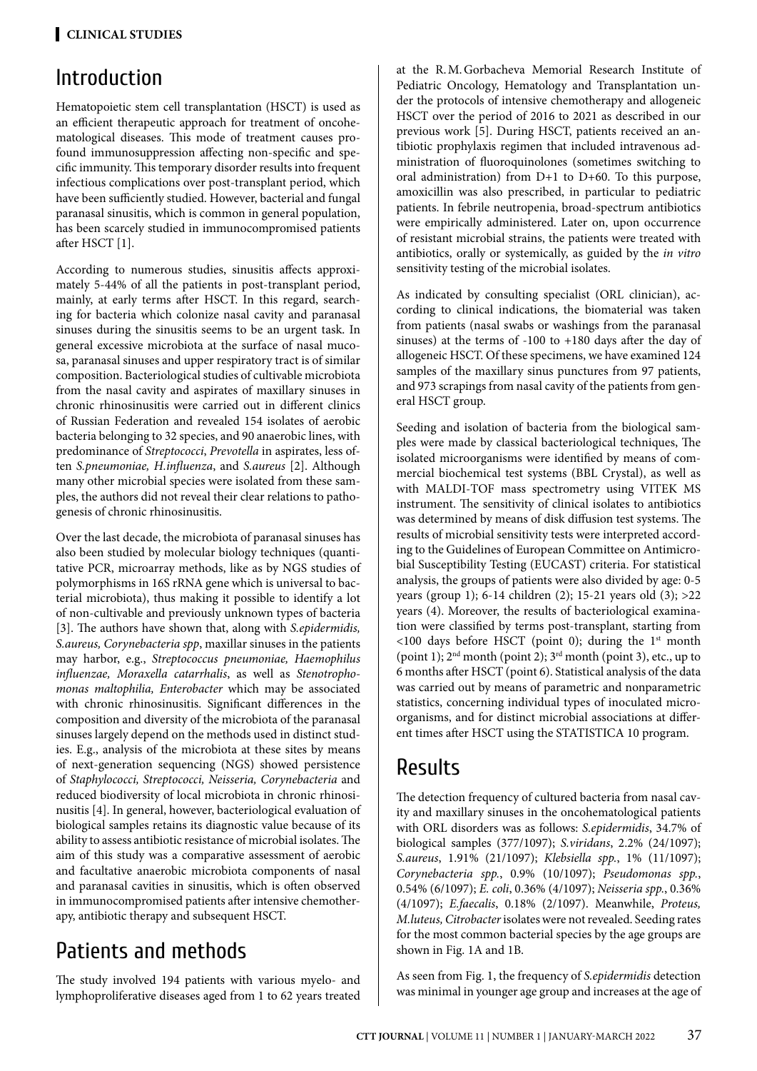## Introduction

Hematopoietic stem cell transplantation (HSCT) is used as an efficient therapeutic approach for treatment of oncohematological diseases. This mode of treatment causes profound immunosuppression affecting non-specific and specific immunity. This temporary disorder results into frequent infectious complications over post-transplant period, which have been sufficiently studied. However, bacterial and fungal paranasal sinusitis, which is common in general population, has been scarcely studied in immunocompromised patients after HSCT [1].

According to numerous studies, sinusitis affects approximately 5-44% of all the patients in post-transplant period, mainly, at early terms after HSCT. In this regard, searching for bacteria which colonize nasal cavity and paranasal sinuses during the sinusitis seems to be an urgent task. In general excessive microbiota at the surface of nasal mucosa, paranasal sinuses and upper respiratory tract is of similar composition. Bacteriological studies of cultivable microbiota from the nasal cavity and aspirates of maxillary sinuses in chronic rhinosinusitis were carried out in different clinics of Russian Federation and revealed 154 isolates of aerobic bacteria belonging to 32 species, and 90 anaerobic lines, with predominance of *Streptococci*, *Prevotella* in aspirates, less often *S.pneumoniae, H.influenza*, and *S.aureus* [2]. Although many other microbial species were isolated from these samples, the authors did not reveal their clear relations to pathogenesis of chronic rhinosinusitis.

Over the last decade, the microbiota of paranasal sinuses has also been studied by molecular biology techniques (quantitative PCR, microarray methods, like as by NGS studies of polymorphisms in 16S rRNA gene which is universal to bacterial microbiota), thus making it possible to identify a lot of non-cultivable and previously unknown types of bacteria [3]. The authors have shown that, along with *S.epidermidis, S.aureus, Corynebacteria spp*, maxillar sinuses in the patients may harbor, e.g., *Streptococcus pneumoniae, Haemophilus influenzae, Moraxella catarrhalis*, as well as *Stenotrophomonas maltophilia, Enterobacter* which may be associated with chronic rhinosinusitis. Significant differences in the composition and diversity of the microbiota of the paranasal sinuses largely depend on the methods used in distinct studies. E.g., analysis of the microbiota at these sites by means of next-generation sequencing (NGS) showed persistence of *Staphylococci, Streptococci, Neisseria, Corynebacteria* and reduced biodiversity of local microbiota in chronic rhinosinusitis [4]. In general, however, bacteriological evaluation of biological samples retains its diagnostic value because of its ability to assess antibiotic resistance of microbial isolates. The aim of this study was a comparative assessment of aerobic and facultative anaerobic microbiota components of nasal and paranasal cavities in sinusitis, which is often observed in immunocompromised patients after intensive chemotherapy, antibiotic therapy and subsequent HSCT.

## Patients and methods

The study involved 194 patients with various myelo- and lymphoproliferative diseases aged from 1 to 62 years treated at the R.M.Gorbacheva Memorial Research Institute of Pediatric Oncology, Hematology and Transplantation under the protocols of intensive chemotherapy and allogeneic HSCT over the period of 2016 to 2021 as described in our previous work [5]. During HSCT, patients received an antibiotic prophylaxis regimen that included intravenous administration of fluoroquinolones (sometimes switching to oral administration) from D+1 to D+60. To this purpose, amoxicillin was also prescribed, in particular to pediatric patients. In febrile neutropenia, broad-spectrum antibiotics were empirically administered. Later on, upon occurrence of resistant microbial strains, the patients were treated with antibiotics, orally or systemically, as guided by the *in vitro* sensitivity testing of the microbial isolates.

As indicated by consulting specialist (ORL clinician), according to clinical indications, the biomaterial was taken from patients (nasal swabs or washings from the paranasal sinuses) at the terms of -100 to +180 days after the day of allogeneic HSCT. Of these specimens, we have examined 124 samples of the maxillary sinus punctures from 97 patients, and 973 scrapings from nasal cavity of the patients from general HSCT group.

Seeding and isolation of bacteria from the biological samples were made by classical bacteriological techniques, The isolated microorganisms were identified by means of commercial biochemical test systems (BBL Crystal), as well as with MALDI-TOF mass spectrometry using VITEK MS instrument. The sensitivity of clinical isolates to antibiotics was determined by means of disk diffusion test systems. The results of microbial sensitivity tests were interpreted according to the Guidelines of European Committee on Antimicrobial Susceptibility Testing (EUCAST) criteria. For statistical analysis, the groups of patients were also divided by age: 0-5 years (group 1); 6-14 children (2); 15-21 years old (3); >22 years (4). Moreover, the results of bacteriological examination were classified by terms post-transplant, starting from <100 days before HSCT (point 0); during the 1st month (point 1); 2nd month (point 2); 3rd month (point 3), etc., up to 6 months after HSCT (point 6). Statistical analysis of the data was carried out by means of parametric and nonparametric statistics, concerning individual types of inoculated microorganisms, and for distinct microbial associations at different times after HSCT using the STATISTICA 10 program.

## Results

The detection frequency of cultured bacteria from nasal cavity and maxillary sinuses in the oncohematological patients with ORL disorders was as follows: *S.epidermidis*, 34.7% of biological samples (377/1097); *S.viridans*, 2.2% (24/1097); *S.aureus*, 1.91% (21/1097); *Klebsiella spp.*, 1% (11/1097); *Corynebacteria spp.*, 0.9% (10/1097); *Pseudomonas spp.*, 0.54% (6/1097); *E. coli*, 0.36% (4/1097); *Neisseria spp.*, 0.36% (4/1097); *E.faecalis*, 0.18% (2/1097). Meanwhile, *Proteus, M.luteus, Citrobacter* isolates were not revealed. Seeding rates for the most common bacterial species by the age groups are shown in Fig. 1A and 1B.

As seen from Fig. 1, the frequency of *S.epidermidis* detection was minimal in younger age group and increases at the age of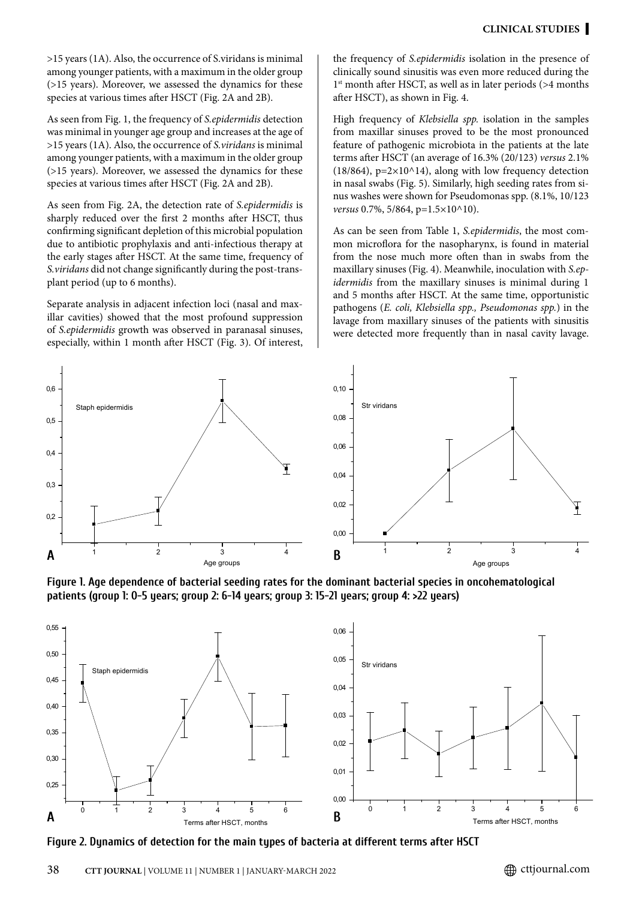>15 years (1A). Also, the occurrence of S.viridans is minimal among younger patients, with a maximum in the older group (>15 years). Moreover, we assessed the dynamics for these species at various times after HSCT (Fig. 2A and 2B).

As seen from Fig. 1, the frequency of *S.epidermidis* detection was minimal in younger age group and increases at the age of >15 years (1A). Also, the occurrence of *S.viridans* is minimal among younger patients, with a maximum in the older group (>15 years). Moreover, we assessed the dynamics for these species at various times after HSCT (Fig. 2A and 2B).

As seen from Fig. 2A, the detection rate of *S.epidermidis* is sharply reduced over the first 2 months after HSCT, thus confirming significant depletion of this microbial population due to antibiotic prophylaxis and anti-infectious therapy at the early stages after HSCT. At the same time, frequency of *S.viridans* did not change significantly during the post-transplant period (up to 6 months).

Separate analysis in adjacent infection loci (nasal and maxillar cavities) showed that the most profound suppression of *S.epidermidis* growth was observed in paranasal sinuses, especially, within 1 month after HSCT (Fig. 3). Of interest, the frequency of *S.epidermidis* isolation in the presence of clinically sound sinusitis was even more reduced during the 1st month after HSCT, as well as in later periods (>4 months after HSCT), as shown in Fig. 4.

High frequency of *Klebsiella spp.* isolation in the samples from maxillar sinuses proved to be the most pronounced feature of pathogenic microbiota in the patients at the late terms after HSCT (an average of 16.3% (20/123) *versus* 2.1% (18/864), $p=2\times10^{14}$), along with low frequency detection in nasal swabs (Fig. 5). Similarly, high seeding rates from sinus washes were shown for Pseudomonas spp. (8.1%, 10/123 *versus* 0.7%, 5/864, $p=1.5\times10^{10}$).

As can be seen from Table 1, *S.epidermidis*, the most common microflora for the nasopharynx, is found in material from the nose much more often than in swabs from the maxillary sinuses (Fig. 4). Meanwhile, inoculation with *S.epidermidis* from the maxillary sinuses is minimal during 1 and 5 months after HSCT. At the same time, opportunistic pathogens (*E. coli, Klebsiella spp., Pseudomonas spp.*) in the lavage from maxillary sinuses of the patients with sinusitis were detected more frequently than in nasal cavity lavage.

**Figure 1. Age dependence of bacterial seeding rates for the dominant bacterial species in oncohematological patients (group 1: 0-5 years; group 2: 6-14 years; group 3: 15-21 years; group 4: >22 years)**

**Figure 2. Dynamics of detection for the main types of bacteria at different terms after HSCT**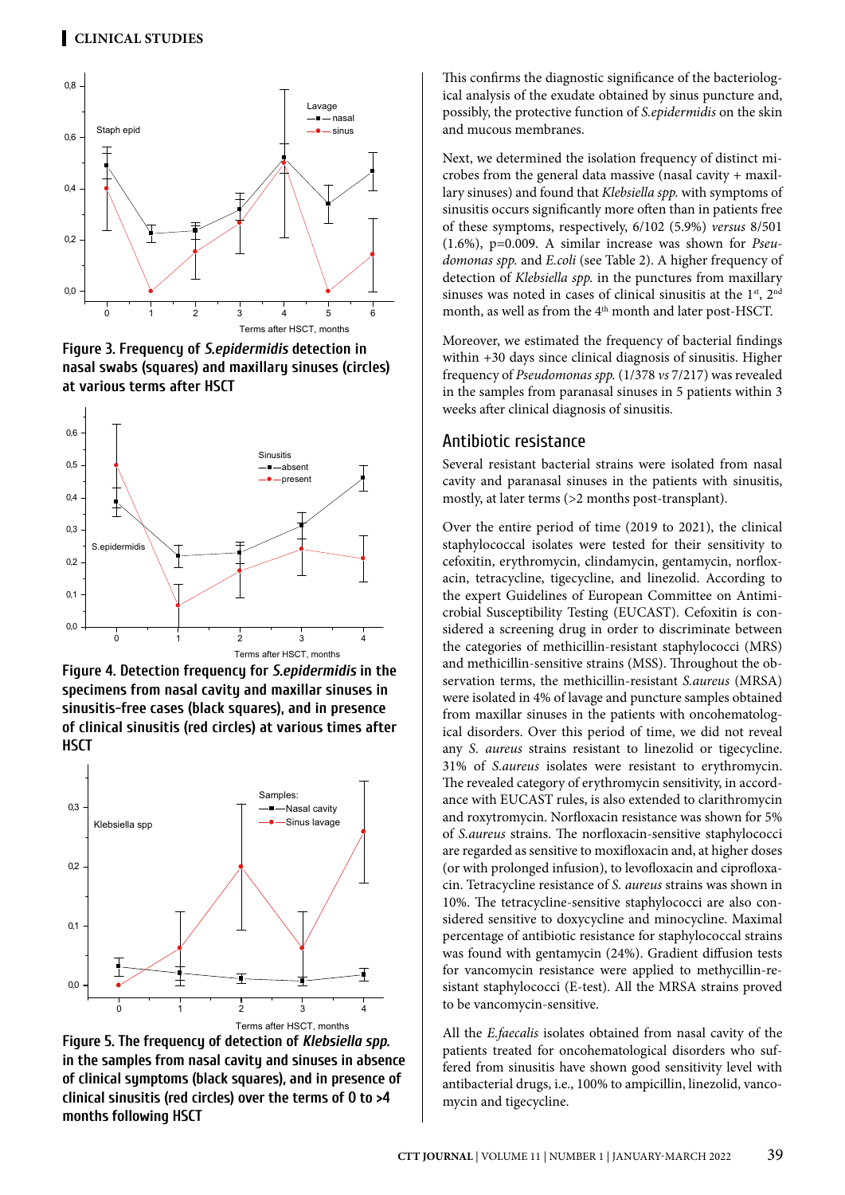Figure 3. Frequency of *S.epidermidis* detection in nasal swabs (squares) and maxillary sinuses (circles) at various terms after HSCT

Figure 4. Detection frequency for *S.epidermidis* in the specimens from nasal cavity and maxillar sinuses in sinusitis-free cases (black squares), and in presence of clinical sinusitis (red circles) at various times after HSCT

Figure 5. The frequency of detection of *Klebsiella spp.* in the samples from nasal cavity and sinuses in absence of clinical symptoms (black squares), and in presence of clinical sinusitis (red circles) over the terms of 0 to >4 months following HSCT

This confirms the diagnostic significance of the bacteriological analysis of the exudate obtained by sinus puncture and, possibly, the protective function of *S.epidermidis* on the skin and mucous membranes.

Next, we determined the isolation frequency of distinct microbes from the general data massive (nasal cavity + maxillary sinuses) and found that *Klebsiella spp.* with symptoms of sinusitis occurs significantly more often than in patients free of these symptoms, respectively, 6/102 (5.9%) *versus* 8/501 (1.6%), p=0.009. A similar increase was shown for *Pseudomonas spp.* and *E.coli* (see Table 2). A higher frequency of detection of *Klebsiella spp.* in the punctures from maxillary sinuses was noted in cases of clinical sinusitis at the 1st, 2nd month, as well as from the 4th month and later post-HSCT.

Moreover, we estimated the frequency of bacterial findings within +30 days since clinical diagnosis of sinusitis. Higher frequency of *Pseudomonas spp.* (1/378 *vs* 7/217) was revealed in the samples from paranasal sinuses in 5 patients within 3 weeks after clinical diagnosis of sinusitis.

## Antibiotic resistance

Several resistant bacterial strains were isolated from nasal cavity and paranasal sinuses in the patients with sinusitis, mostly, at later terms (>2 months post-transplant).

Over the entire period of time (2019 to 2021), the clinical staphylococcal isolates were tested for their sensitivity to cefoxitin, erythromycin, clindamycin, gentamycin, norfloxacin, tetracycline, tigecycline, and linezolid. According to the expert Guidelines of European Committee on Antimicrobial Susceptibility Testing (EUCAST). Cefoxitin is considered a screening drug in order to discriminate between the categories of methicillin-resistant staphylococci (MRS) and methicillin-sensitive strains (MSS). Throughout the observation terms, the methicillin-resistant *S.aureus* (MRSA) were isolated in 4% of lavage and puncture samples obtained from maxillar sinuses in the patients with oncohematological disorders. Over this period of time, we did not reveal any *S. aureus* strains resistant to linezolid or tigecycline. 31% of *S.aureus* isolates were resistant to erythromycin. The revealed category of erythromycin sensitivity, in accordance with EUCAST rules, is also extended to clarithromycin and roxytromycin. Norfloxacin resistance was shown for 5% of *S.aureus* strains. The norfloxacin-sensitive staphylococci are regarded as sensitive to moxifloxacin and, at higher doses (or with prolonged infusion), to levofloxacin and ciprofloxacin. Tetracycline resistance of *S. aureus* strains was shown in 10%. The tetracycline-sensitive staphylococci are also considered sensitive to doxycycline and minocycline. Maximal percentage of antibiotic resistance for staphylococcal strains was found with gentamycin (24%). Gradient diffusion tests for vancomycin resistance were applied to methycillin-resistant staphylococci (E-test). All the MRSA strains proved to be vancomycin-sensitive.

All the *E.faecalis* isolates obtained from nasal cavity of the patients treated for oncohematological disorders who suffered from sinusitis have shown good sensitivity level with antibacterial drugs, i.e., 100% to ampicillin, linezolid, vancomycin and tigecycline.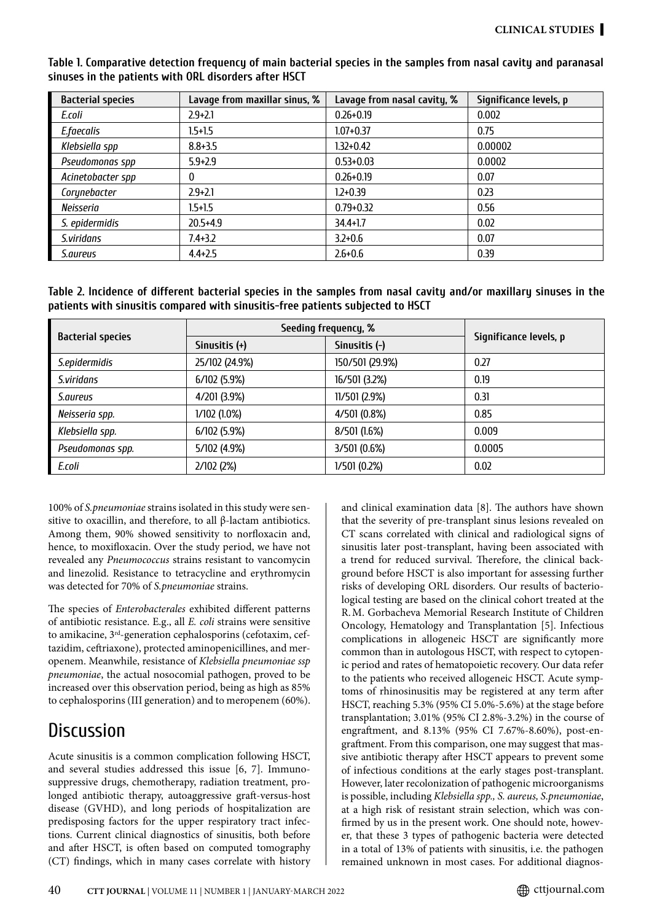**Table 1. Comparative detection frequency of main bacterial species in the samples from nasal cavity and paranasal sinuses in the patients with ORL disorders after HSCT**

| Bacterial species | Lavage from maxillar sinus, % | Lavage from nasal cavity, % | Significance levels, p |
|---|---|---|---|
| *E.coli* | 2.9+2.1 | 0.26+0.19 | 0.002 |
| *E.faecalis* | 1.5+1.5 | 1.07+0.37 | 0.75 |
| *Klebsiella spp* | 8.8+3.5 | 1.32+0.42 | 0.00002 |
| *Pseudomonas spp* | 5.9+2.9 | 0.53+0.03 | 0.0002 |
| *Acinetobacter spp* | 0 | 0.26+0.19 | 0.07 |
| *Corynebacter* | 2.9+2.1 | 1.2+0.39 | 0.23 |
| *Neisseria* | 1.5+1.5 | 0.79+0.32 | 0.56 |
| *S. epidermidis* | 20.5+4.9 | 34.4+1.7 | 0.02 |
| *S.viridans* | 7.4+3.2 | 3.2+0.6 | 0.07 |
| *S.aureus* | 4.4+2.5 | 2.6+0.6 | 0.39 |

**Table 2. Incidence of different bacterial species in the samples from nasal cavity and/or maxillary sinuses in the patients with sinusitis compared with sinusitis-free patients subjected to HSCT**

| Bacterial species | Seeding frequency, % | | Significance levels, p |
|---|---|---|---|
| | Sinusitis (+) | Sinusitis (–) | |
| *S.epidermidis* | 25/102 (24.9%) | 150/501 (29.9%) | 0.27 |
| *S.viridans* | 6/102 (5.9%) | 16/501 (3.2%) | 0.19 |
| *S.aureus* | 4/201 (3.9%) | 11/501 (2.9%) | 0.31 |
| *Neisseria spp.* | 1/102 (1.0%) | 4/501 (0.8%) | 0.85 |
| *Klebsiella spp.* | 6/102 (5.9%) | 8/501 (1.6%) | 0.009 |
| *Pseudomonas spp.* | 5/102 (4.9%) | 3/501 (0.6%) | 0.0005 |
| *E.coli* | 2/102 (2%) | 1/501 (0.2%) | 0.02 |

100% of *S.pneumoniae* strains isolated in this study were sensitive to oxacillin, and therefore, to all β-lactam antibiotics. Among them, 90% showed sensitivity to norfloxacin and, hence, to moxifloxacin. Over the study period, we have not revealed any *Pneumococcus* strains resistant to vancomycin and linezolid. Resistance to tetracycline and erythromycin was detected for 70% of *S.pneumoniae* strains.

The species of *Enterobacterales* exhibited different patterns of antibiotic resistance. E.g., all *E. coli* strains were sensitive to amikacine, 3rd-generation cephalosporins (cefotaxim, ceftazidim, ceftriaxone), protected aminopenicillines, and meropenem. Meanwhile, resistance of *Klebsiella pneumoniae ssp pneumoniae*, the actual nosocomial pathogen, proved to be increased over this observation period, being as high as 85% to cephalosporins (III generation) and to meropenem (60%).

# Discussion

Acute sinusitis is a common complication following HSCT, and several studies addressed this issue [6, 7]. Immunosuppressive drugs, chemotherapy, radiation treatment, prolonged antibiotic therapy, autoaggressive graft-versus-host disease (GVHD), and long periods of hospitalization are predisposing factors for the upper respiratory tract infections. Current clinical diagnostics of sinusitis, both before and after HSCT, is often based on computed tomography (CT) findings, which in many cases correlate with history and clinical examination data [8]. The authors have shown that the severity of pre-transplant sinus lesions revealed on CT scans correlated with clinical and radiological signs of sinusitis later post-transplant, having been associated with a trend for reduced survival. Therefore, the clinical background before HSCT is also important for assessing further risks of developing ORL disorders. Our results of bacteriological testing are based on the clinical cohort treated at the R.M. Gorbacheva Memorial Research Institute of Children Oncology, Hematology and Transplantation [5]. Infectious complications in allogeneic HSCT are significantly more common than in autologous HSCT, with respect to cytopenic period and rates of hematopoietic recovery. Our data refer to the patients who received allogeneic HSCT. Acute symptoms of rhinosinusitis may be registered at any term after HSCT, reaching 5.3% (95% CI 5.0%-5.6%) at the stage before transplantation; 3.01% (95% CI 2.8%-3.2%) in the course of engraftment, and 8.13% (95% CI 7.67%-8.60%), post-engraftment. From this comparison, one may suggest that massive antibiotic therapy after HSCT appears to prevent some of infectious conditions at the early stages post-transplant. However, later recolonization of pathogenic microorganisms is possible, including *Klebsiella spp., S. aureus, S.pneumoniae*, at a high risk of resistant strain selection, which was confirmed by us in the present work. One should note, however, that these 3 types of pathogenic bacteria were detected in a total of 13% of patients with sinusitis, i.e. the pathogen remained unknown in most cases. For additional diagnos-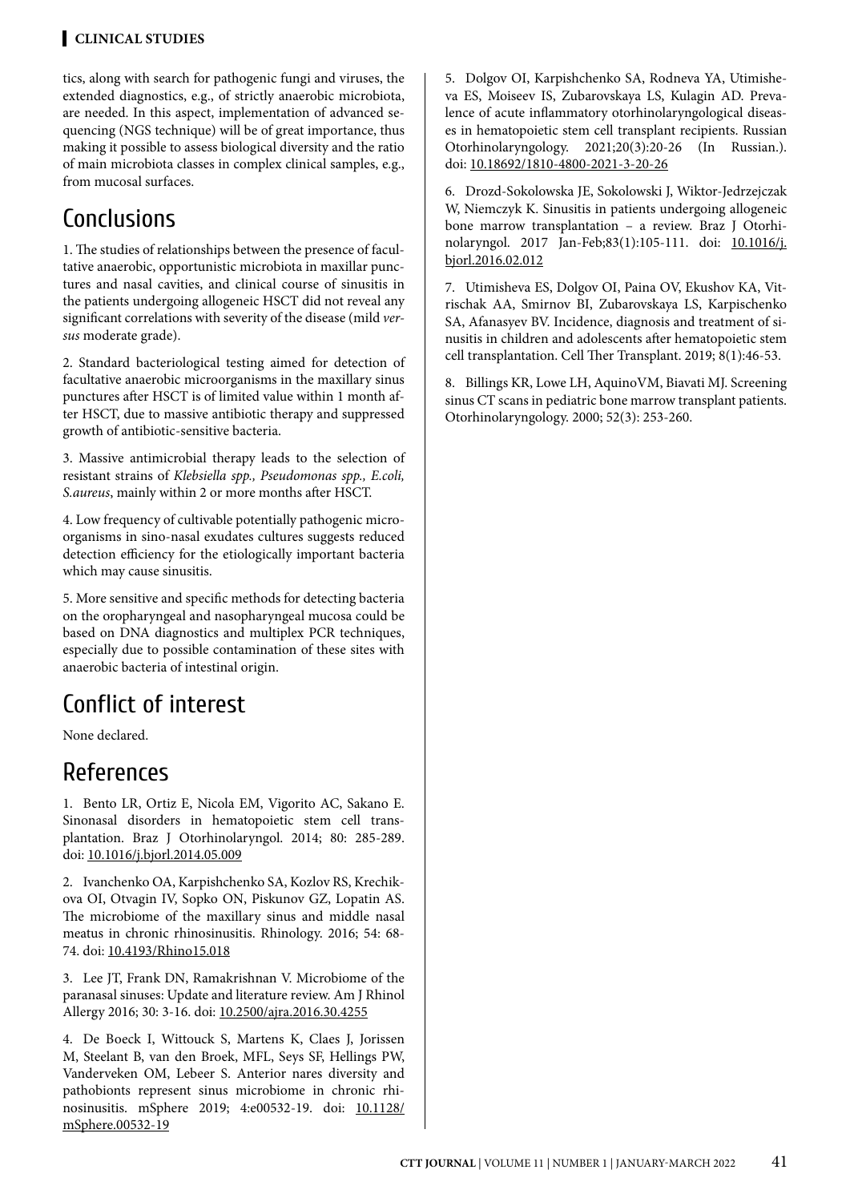tics, along with search for pathogenic fungi and viruses, the extended diagnostics, e.g., of strictly anaerobic microbiota, are needed. In this aspect, implementation of advanced sequencing (NGS technique) will be of great importance, thus making it possible to assess biological diversity and the ratio of main microbiota classes in complex clinical samples, e.g., from mucosal surfaces.

## Conclusions

1. The studies of relationships between the presence of facultative anaerobic, opportunistic microbiota in maxillar punctures and nasal cavities, and clinical course of sinusitis in the patients undergoing allogeneic HSCT did not reveal any significant correlations with severity of the disease (mild *versus* moderate grade).

2. Standard bacteriological testing aimed for detection of facultative anaerobic microorganisms in the maxillary sinus punctures after HSCT is of limited value within 1 month after HSCT, due to massive antibiotic therapy and suppressed growth of antibiotic-sensitive bacteria.

3. Massive antimicrobial therapy leads to the selection of resistant strains of *Klebsiella spp., Pseudomonas spp., E.coli, S.aureus*, mainly within 2 or more months after HSCT.

4. Low frequency of cultivable potentially pathogenic microorganisms in sino-nasal exudates cultures suggests reduced detection efficiency for the etiologically important bacteria which may cause sinusitis.

5. More sensitive and specific methods for detecting bacteria on the oropharyngeal and nasopharyngeal mucosa could be based on DNA diagnostics and multiplex PCR techniques, especially due to possible contamination of these sites with anaerobic bacteria of intestinal origin.

## Conflict of interest

None declared.

## References

1. Bento LR, Ortiz E, Nicola EM, Vigorito AC, Sakano E. Sinonasal disorders in hematopoietic stem cell transplantation. Braz J Otorhinolaryngol. 2014; 80: 285-289. doi: 10.1016/j.bjorl.2014.05.009

2. Ivanchenko OA, Karpishchenko SA, Kozlov RS, Krechikova OI, Otvagin IV, Sopko ON, Piskunov GZ, Lopatin AS. The microbiome of the maxillary sinus and middle nasal meatus in chronic rhinosinusitis. Rhinology. 2016; 54: 68-74. doi: 10.4193/Rhino15.018

3. Lee JT, Frank DN, Ramakrishnan V. Microbiome of the paranasal sinuses: Update and literature review. Am J Rhinol Allergy 2016; 30: 3-16. doi: 10.2500/ajra.2016.30.4255

4. De Boeck I, Wittouck S, Martens K, Claes J, Jorissen M, Steelant B, van den Broek, MFL, Seys SF, Hellings PW, Vanderveken OM, Lebeer S. Anterior nares diversity and pathobionts represent sinus microbiome in chronic rhinosinusitis. mSphere 2019; 4:e00532-19. doi: 10.1128/mSphere.00532-19

5. Dolgov OI, Karpishchenko SA, Rodneva YA, Utimisheva ES, Moiseev IS, Zubarovskaya LS, Kulagin AD. Prevalence of acute inflammatory otorhinolaryngological diseases in hematopoietic stem cell transplant recipients. Russian Otorhinolaryngology. 2021;20(3):20-26 (In Russian.). doi: 10.18692/1810-4800-2021-3-20-26

6. Drozd-Sokolowska JE, Sokolowski J, Wiktor-Jedrzejczak W, Niemczyk K. Sinusitis in patients undergoing allogeneic bone marrow transplantation – a review. Braz J Otorhinolaryngol. 2017 Jan-Feb;83(1):105-111. doi: 10.1016/j.bjorl.2016.02.012

7. Utimisheva ES, Dolgov OI, Paina OV, Ekushov KA, Vitrischak AA, Smirnov BI, Zubarovskaya LS, Karpischenko SA, Afanasyev BV. Incidence, diagnosis and treatment of sinusitis in children and adolescents after hematopoietic stem cell transplantation. Cell Ther Transplant. 2019; 8(1):46-53.

8. Billings KR, Lowe LH, AquinoVM, Biavati MJ. Screening sinus CT scans in pediatric bone marrow transplant patients. Otorhinolaryngology. 2000; 52(3): 253-260.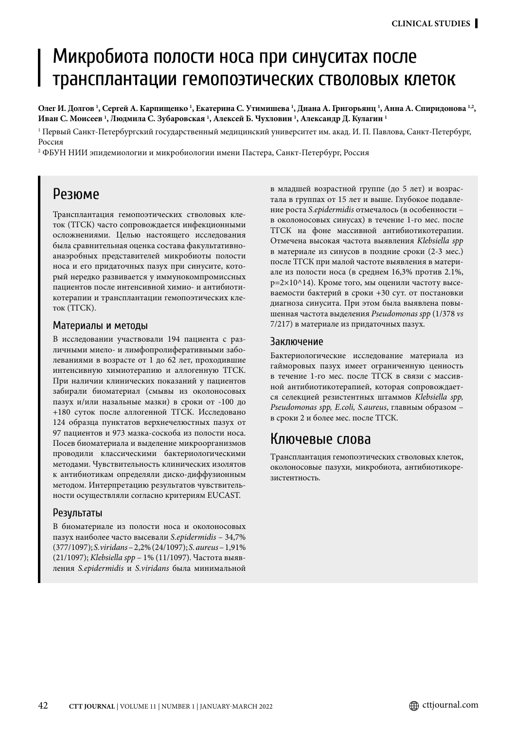# Микробиота полости носа при синуситах после трансплантации гемопоэтических стволовых клеток

**Олег И. Долгов [1], Сергей А. Карпищенко [1], Екатерина С. Утимишева [1], Диана А. Григорьянц [1], Анна А. Спиридонова [1,2], Иван С. Моисеев [1], Людмила С. Зубаровская [1], Алексей Б. Чухловин [1], Александр Д. Кулагин [1]**

[1] Первый Санкт-Петербургский государственный медицинский университет им. акад. И. П. Павлова, Санкт-Петербург, Россия

[2] ФБУН НИИ эпидемиологии и микробиологии имени Пастера, Санкт-Петербург, Россия

## Резюме

Трансплантация гемопоэтических стволовых клеток (ТГСК) часто сопровождается инфекционными осложнениями. Целью настоящего исследования была сравнительная оценка состава факультативно-анаэробных представителей микробиоты полости носа и его придаточных пазух при синусите, который нередко развивается у иммунокомпромиссных пациентов после интенсивной химио- и антибиотикотерапии и трансплантации гемопоэтических клеток (ТГСК).

### Материалы и методы

В исследовании участвовали 194 пациента с различными миело- и лимфопролиферативными заболеваниями в возрасте от 1 до 62 лет, проходившие интенсивную химиотерапию и аллогенную ТГСК. При наличии клинических показаний у пациентов забирали биоматериал (смывы из околоносовых пазух и/или назальные мазки) в сроки от -100 до +180 суток после аллогенной ТГСК. Исследовано 124 образца пунктатов верхнечелюстных пазух от 97 пациентов и 973 мазка-соскоба из полости носа. Посев биоматериала и выделение микроорганизмов проводили классическими бактериологическими методами. Чувствительность клинических изолятов к антибиотикам определяли диско-диффузионным методом. Интерпретацию результатов чувствительности осуществляли согласно критериям EUCAST.

### Результаты

В биоматериале из полости носа и околоносовых пазух наиболее часто высевали *S.epidermidis* – 34,7% (377/1097); *S.viridans* – 2,2% (24/1097); *S. aureus* – 1,91% (21/1097); *Klebsiella spp* – 1% (11/1097). Частота выявления *S.epidermidis* и *S.viridans* была минимальной в младшей возрастной группе (до 5 лет) и возрастала в группах от 15 лет и выше. Глубокое подавление роста *S.epidermidis* отмечалось (в особенности – в околоносовых синусах) в течение 1-го мес. после ТГСК на фоне массивной антибиотикотерапии. Отмечена высокая частота выявления *Klebsiella spp* в материале из синусов в поздние сроки (2-3 мес.) после ТГСК при малой частоте выявления в материале из полости носа (в среднем 16,3% против 2.1%, p=2×10^14). Кроме того, мы оценили частоту высеваемости бактерий в сроки +30 сут. от постановки диагноза синусита. При этом была выявлена повышенная частота выделения *Pseudomonas spp* (1/378 *vs* 7/217) в материале из придаточных пазух.

### Заключение

Бактериологические исследование материала из гайморовых пазух имеет ограниченную ценность в течение 1-го мес. после ТГСК в связи с массивной антибиотикотерапией, которая сопровождается селекцией резистентных штаммов *Klebsiella spp, Pseudomonas spp, E.coli, S.aureus*, главным образом – в сроки 2 и более мес. после ТГСК.

## Ключевые слова

Трансплантация гемопоэтических стволовых клеток, околоносовые пазухи, микробиота, антибиотикорезистентность.